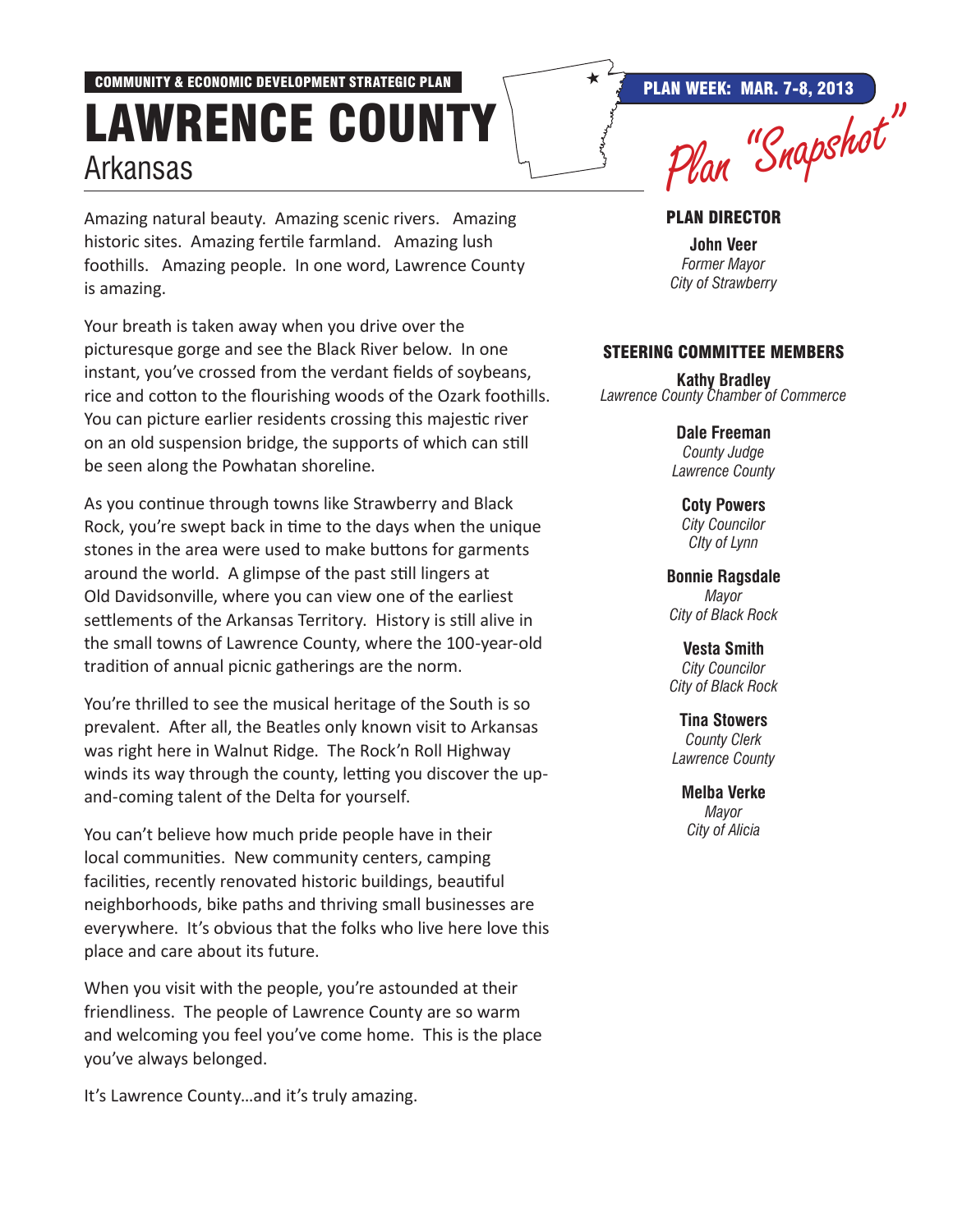COMMUNITY & ECONOMIC DEVELOPMENT STRATEGIC PLAN

# LAWRENCE COUNTY

Arkansas

PLAN WEEK: MAR. 7-8, 2013

Plan "Snapshot"

Amazing natural beauty. Amazing scenic rivers. Amazing historic sites. Amazing fertile farmland. Amazing lush foothills. Amazing people. In one word, Lawrence County is amazing.

Your breath is taken away when you drive over the picturesque gorge and see the Black River below. In one instant, you've crossed from the verdant fields of soybeans, rice and cotton to the flourishing woods of the Ozark foothills. You can picture earlier residents crossing this majestic river on an old suspension bridge, the supports of which can still be seen along the Powhatan shoreline.

As you continue through towns like Strawberry and Black Rock, you're swept back in time to the days when the unique stones in the area were used to make buttons for garments around the world. A glimpse of the past still lingers at Old Davidsonville, where you can view one of the earliest settlements of the Arkansas Territory. History is still alive in the small towns of Lawrence County, where the 100-year-old tradition of annual picnic gatherings are the norm.

You're thrilled to see the musical heritage of the South is so prevalent. After all, the Beatles only known visit to Arkansas was right here in Walnut Ridge. The Rock'n Roll Highway winds its way through the county, letting you discover the up-and-coming talent of the Delta for yourself.

You can't believe how much pride people have in their local communities. New community centers, camping facilities, recently renovated historic buildings, beautiful neighborhoods, bike paths and thriving small businesses are everywhere. It's obvious that the folks who live here love this place and care about its future.

When you visit with the people, you're astounded at their friendliness. The people of Lawrence County are so warm and welcoming you feel you've come home. This is the place you've always belonged.

It's Lawrence County…and it's truly amazing.

## PLAN DIRECTOR

**John Veer**
*Former Mayor*
*City of Strawberry*

## STEERING COMMITTEE MEMBERS

**Kathy Bradley**
*Lawrence County Chamber of Commerce*

**Dale Freeman**
*County Judge*
*Lawrence County*

**Coty Powers**
*City Councilor*
*CIty of Lynn*

**Bonnie Ragsdale**
*Mayor*
*City of Black Rock*

**Vesta Smith**
*City Councilor*
*City of Black Rock*

**Tina Stowers**
*County Clerk*
*Lawrence County*

**Melba Verke**
*Mayor*
*City of Alicia*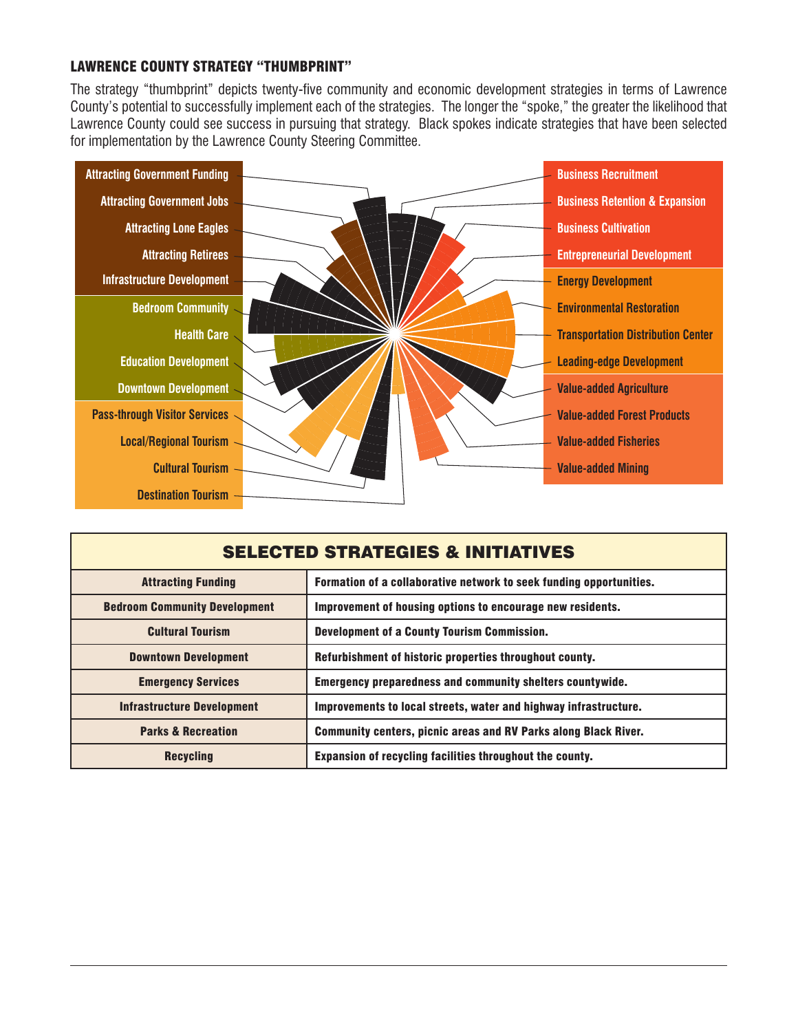### LAWRENCE COUNTY STRATEGY "THUMBPRINT"

The strategy "thumbprint" depicts twenty-five community and economic development strategies in terms of Lawrence County's potential to successfully implement each of the strategies. The longer the "spoke," the greater the likelihood that Lawrence County could see success in pursuing that strategy. Black spokes indicate strategies that have been selected for implementation by the Lawrence County Steering Committee.

Attracting Government Funding
Attracting Government Jobs
Attracting Lone Eagles
Attracting Retirees
Infrastructure Development
Bedroom Community
Health Care
Education Development
Downtown Development
Pass-through Visitor Services
Local/Regional Tourism
Cultural Tourism
Destination Tourism

Business Recruitment
Business Retention & Expansion
Business Cultivation
Entrepreneurial Development
Energy Development
Environmental Restoration
Transportation Distribution Center
Leading-edge Development
Value-added Agriculture
Value-added Forest Products
Value-added Fisheries
Value-added Mining

| SELECTED STRATEGIES & INITIATIVES | |
|---|---|
| Attracting Funding | Formation of a collaborative network to seek funding opportunities. |
| Bedroom Community Development | Improvement of housing options to encourage new residents. |
| Cultural Tourism | Development of a County Tourism Commission. |
| Downtown Development | Refurbishment of historic properties throughout county. |
| Emergency Services | Emergency preparedness and community shelters countywide. |
| Infrastructure Development | Improvements to local streets, water and highway infrastructure. |
| Parks & Recreation | Community centers, picnic areas and RV Parks along Black River. |
| Recycling | Expansion of recycling facilities throughout the county. |